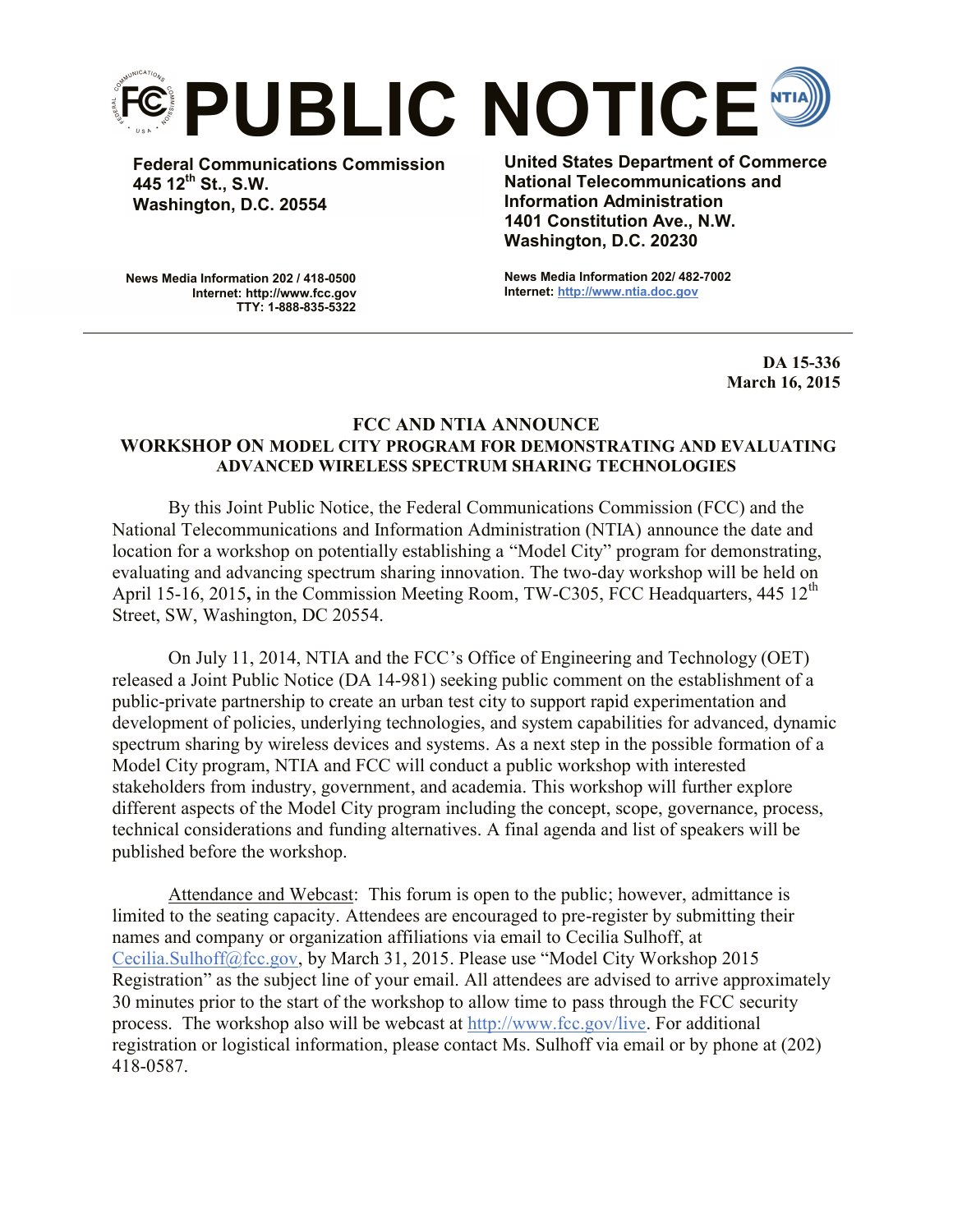# PUBLIC NOTICE

**Federal Communications Commission**
**445 12th St., S.W.**
**Washington, D.C. 20554**

**News Media Information 202 / 418-0500**
**Internet: http://www.fcc.gov**
**TTY: 1-888-835-5322**

**United States Department of Commerce**
**National Telecommunications and Information Administration**
**1401 Constitution Ave., N.W.**
**Washington, D.C. 20230**

**News Media Information 202/ 482-7002**
**Internet: http://www.ntia.doc.gov**

---

**DA 15-336**
**March 16, 2015**

## FCC AND NTIA ANNOUNCE WORKSHOP ON MODEL CITY PROGRAM FOR DEMONSTRATING AND EVALUATING ADVANCED WIRELESS SPECTRUM SHARING TECHNOLOGIES

By this Joint Public Notice, the Federal Communications Commission (FCC) and the National Telecommunications and Information Administration (NTIA) announce the date and location for a workshop on potentially establishing a "Model City" program for demonstrating, evaluating and advancing spectrum sharing innovation. The two-day workshop will be held on April 15-16, 2015**,** in the Commission Meeting Room, TW-C305, FCC Headquarters, 445 12th Street, SW, Washington, DC 20554.

On July 11, 2014, NTIA and the FCC's Office of Engineering and Technology (OET) released a Joint Public Notice (DA 14-981) seeking public comment on the establishment of a public-private partnership to create an urban test city to support rapid experimentation and development of policies, underlying technologies, and system capabilities for advanced, dynamic spectrum sharing by wireless devices and systems. As a next step in the possible formation of a Model City program, NTIA and FCC will conduct a public workshop with interested stakeholders from industry, government, and academia. This workshop will further explore different aspects of the Model City program including the concept, scope, governance, process, technical considerations and funding alternatives. A final agenda and list of speakers will be published before the workshop.

Attendance and Webcast: This forum is open to the public; however, admittance is limited to the seating capacity. Attendees are encouraged to pre-register by submitting their names and company or organization affiliations via email to Cecilia Sulhoff, at Cecilia.Sulhoff@fcc.gov, by March 31, 2015. Please use "Model City Workshop 2015 Registration" as the subject line of your email. All attendees are advised to arrive approximately 30 minutes prior to the start of the workshop to allow time to pass through the FCC security process. The workshop also will be webcast at http://www.fcc.gov/live. For additional registration or logistical information, please contact Ms. Sulhoff via email or by phone at (202) 418-0587.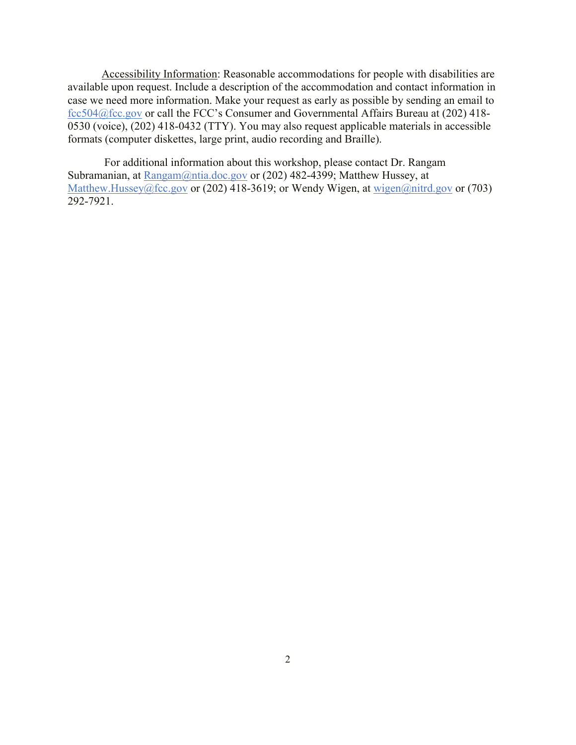Accessibility Information: Reasonable accommodations for people with disabilities are available upon request. Include a description of the accommodation and contact information in case we need more information. Make your request as early as possible by sending an email to fcc504@fcc.gov or call the FCC's Consumer and Governmental Affairs Bureau at (202) 418-0530 (voice), (202) 418-0432 (TTY). You may also request applicable materials in accessible formats (computer diskettes, large print, audio recording and Braille).

For additional information about this workshop, please contact Dr. Rangam Subramanian, at Rangam@ntia.doc.gov or (202) 482-4399; Matthew Hussey, at Matthew.Hussey@fcc.gov or (202) 418-3619; or Wendy Wigen, at wigen@nitrd.gov or (703) 292-7921.